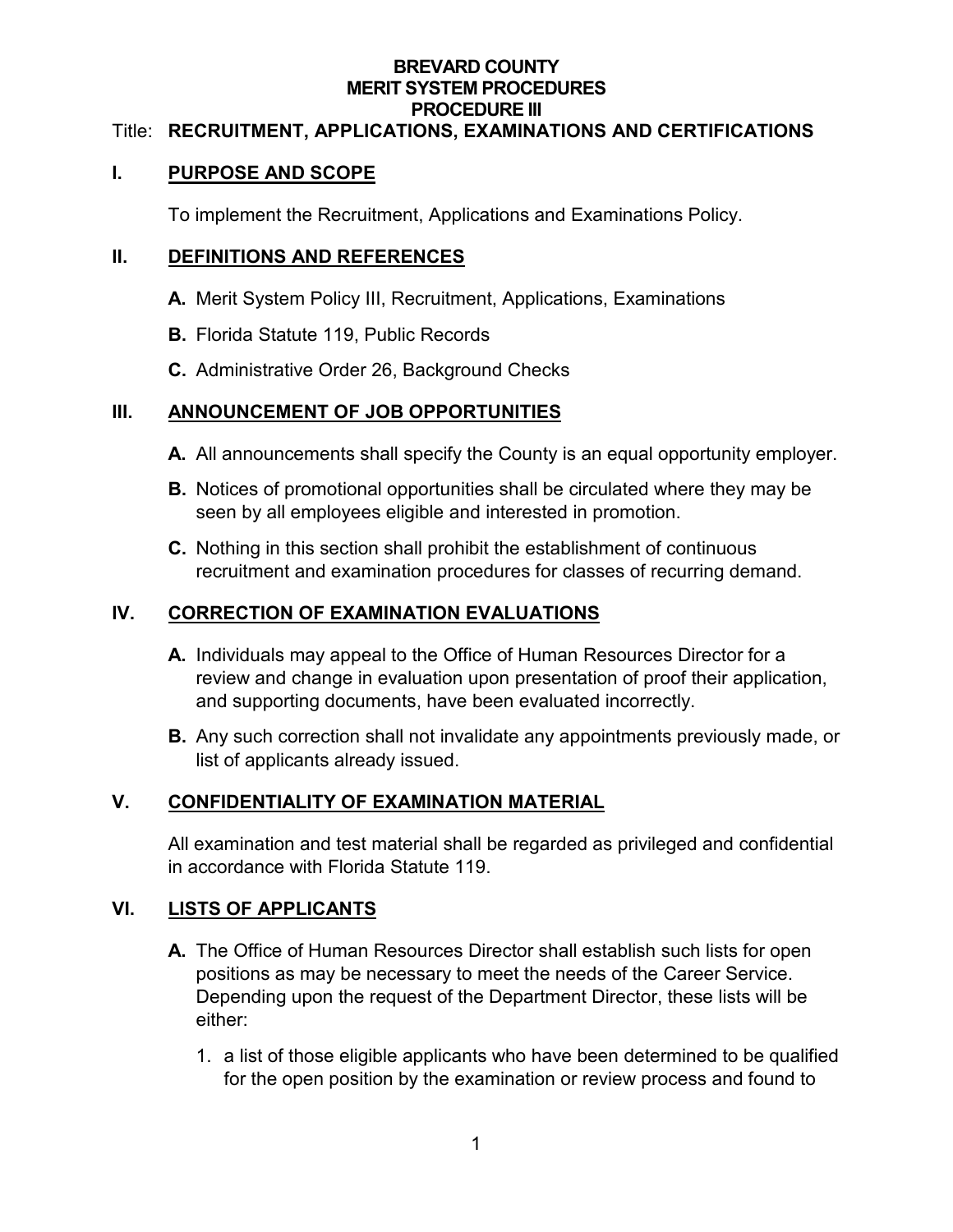**BREVARD COUNTY**
**MERIT SYSTEM PROCEDURES**
**PROCEDURE III**

Title: **RECRUITMENT, APPLICATIONS, EXAMINATIONS AND CERTIFICATIONS**

## I. PURPOSE AND SCOPE

To implement the Recruitment, Applications and Examinations Policy.

## II. DEFINITIONS AND REFERENCES

**A.** Merit System Policy III, Recruitment, Applications, Examinations

**B.** Florida Statute 119, Public Records

**C.** Administrative Order 26, Background Checks

## III. ANNOUNCEMENT OF JOB OPPORTUNITIES

**A.** All announcements shall specify the County is an equal opportunity employer.

**B.** Notices of promotional opportunities shall be circulated where they may be seen by all employees eligible and interested in promotion.

**C.** Nothing in this section shall prohibit the establishment of continuous recruitment and examination procedures for classes of recurring demand.

## IV. CORRECTION OF EXAMINATION EVALUATIONS

**A.** Individuals may appeal to the Office of Human Resources Director for a review and change in evaluation upon presentation of proof their application, and supporting documents, have been evaluated incorrectly.

**B.** Any such correction shall not invalidate any appointments previously made, or list of applicants already issued.

## V. CONFIDENTIALITY OF EXAMINATION MATERIAL

All examination and test material shall be regarded as privileged and confidential in accordance with Florida Statute 119.

## VI. LISTS OF APPLICANTS

**A.** The Office of Human Resources Director shall establish such lists for open positions as may be necessary to meet the needs of the Career Service. Depending upon the request of the Department Director, these lists will be either:

1. a list of those eligible applicants who have been determined to be qualified for the open position by the examination or review process and found to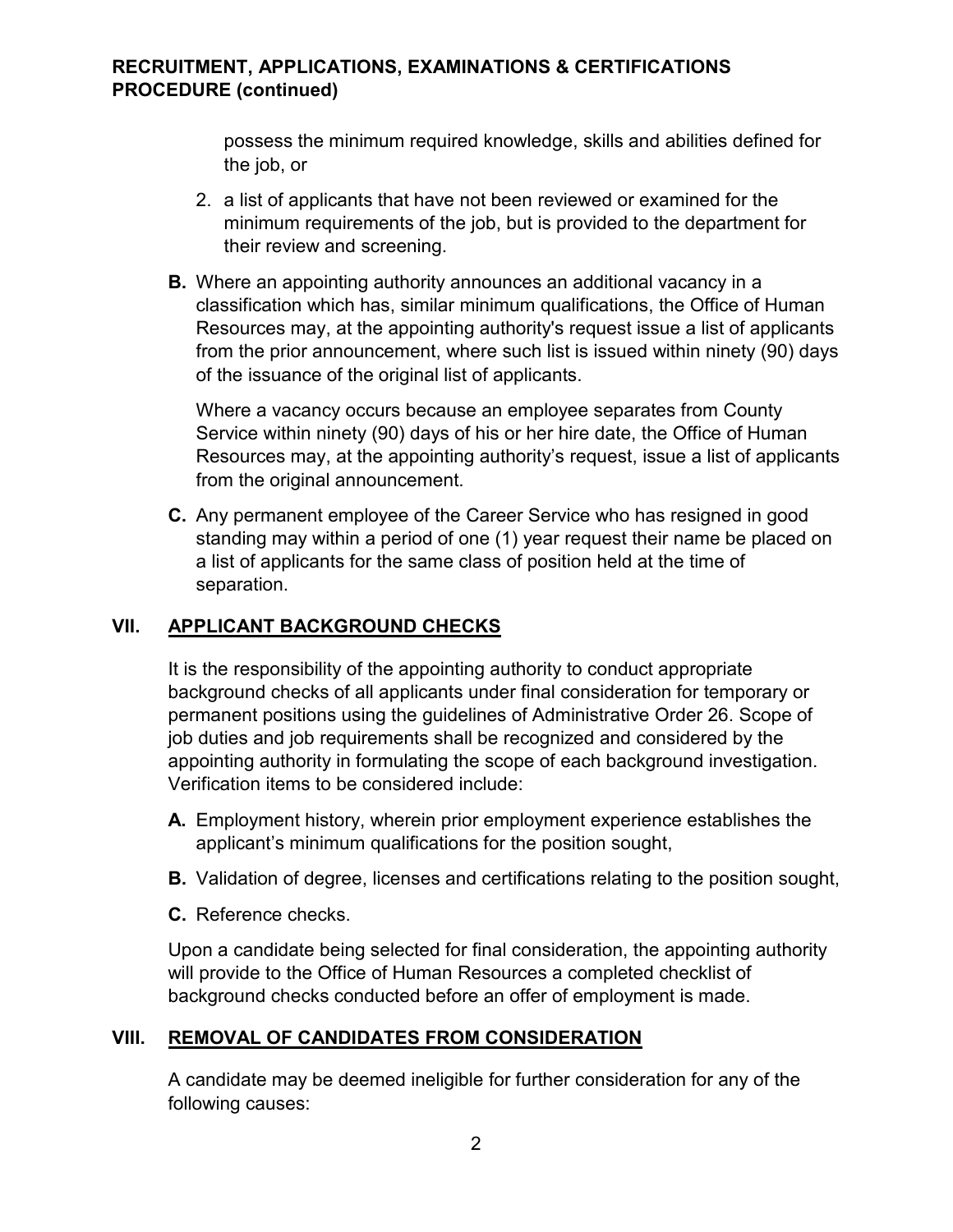possess the minimum required knowledge, skills and abilities defined for the job, or

2. a list of applicants that have not been reviewed or examined for the minimum requirements of the job, but is provided to the department for their review and screening.

**B.** Where an appointing authority announces an additional vacancy in a classification which has, similar minimum qualifications, the Office of Human Resources may, at the appointing authority's request issue a list of applicants from the prior announcement, where such list is issued within ninety (90) days of the issuance of the original list of applicants.

Where a vacancy occurs because an employee separates from County Service within ninety (90) days of his or her hire date, the Office of Human Resources may, at the appointing authority's request, issue a list of applicants from the original announcement.

**C.** Any permanent employee of the Career Service who has resigned in good standing may within a period of one (1) year request their name be placed on a list of applicants for the same class of position held at the time of separation.

## VII. APPLICANT BACKGROUND CHECKS

It is the responsibility of the appointing authority to conduct appropriate background checks of all applicants under final consideration for temporary or permanent positions using the guidelines of Administrative Order 26. Scope of job duties and job requirements shall be recognized and considered by the appointing authority in formulating the scope of each background investigation. Verification items to be considered include:

**A.** Employment history, wherein prior employment experience establishes the applicant's minimum qualifications for the position sought,

**B.** Validation of degree, licenses and certifications relating to the position sought,

**C.** Reference checks.

Upon a candidate being selected for final consideration, the appointing authority will provide to the Office of Human Resources a completed checklist of background checks conducted before an offer of employment is made.

## VIII. REMOVAL OF CANDIDATES FROM CONSIDERATION

A candidate may be deemed ineligible for further consideration for any of the following causes: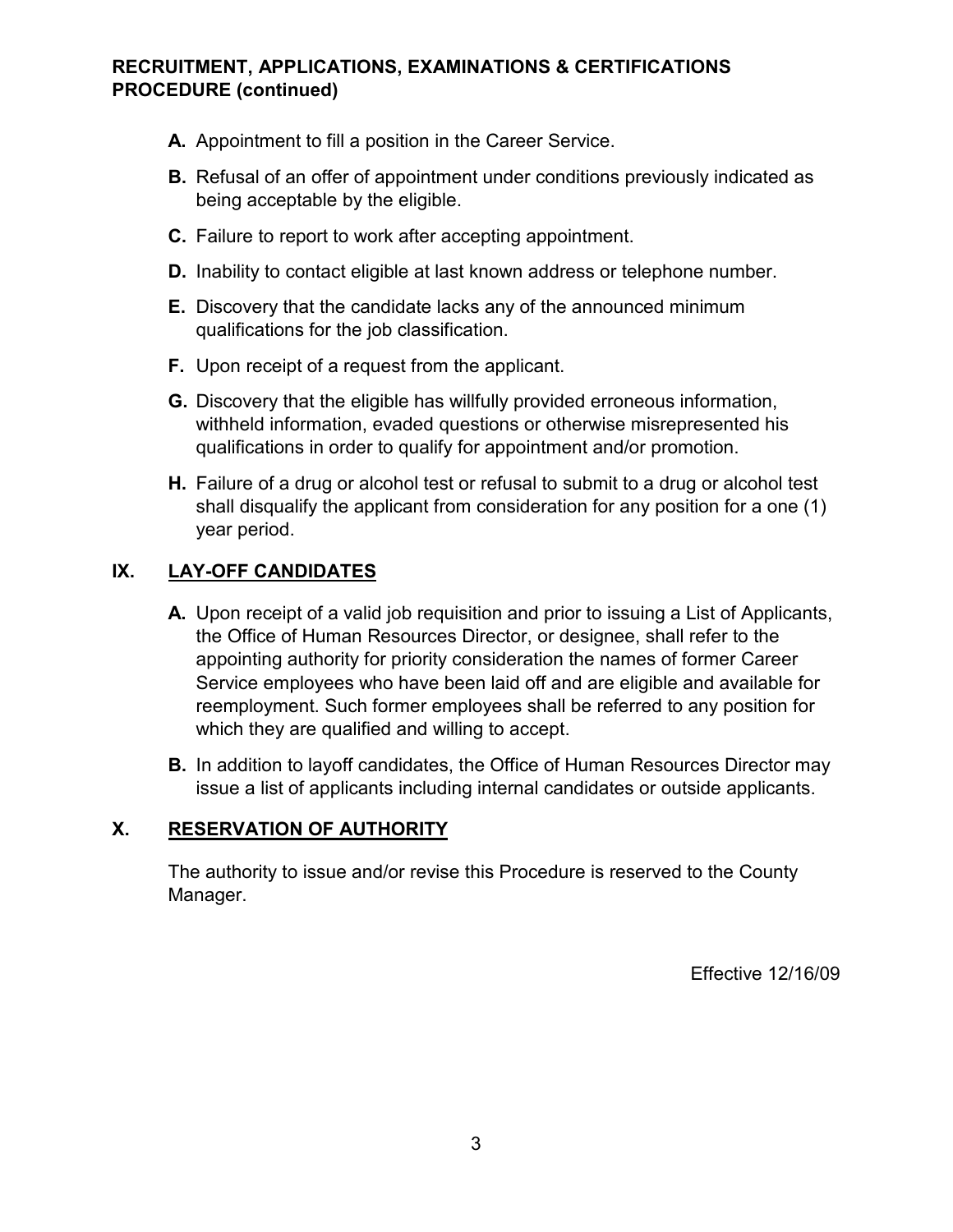**RECRUITMENT, APPLICATIONS, EXAMINATIONS & CERTIFICATIONS PROCEDURE (continued)**

- **A.** Appointment to fill a position in the Career Service.
- **B.** Refusal of an offer of appointment under conditions previously indicated as being acceptable by the eligible.
- **C.** Failure to report to work after accepting appointment.
- **D.** Inability to contact eligible at last known address or telephone number.
- **E.** Discovery that the candidate lacks any of the announced minimum qualifications for the job classification.
- **F.** Upon receipt of a request from the applicant.
- **G.** Discovery that the eligible has willfully provided erroneous information, withheld information, evaded questions or otherwise misrepresented his qualifications in order to qualify for appointment and/or promotion.
- **H.** Failure of a drug or alcohol test or refusal to submit to a drug or alcohol test shall disqualify the applicant from consideration for any position for a one (1) year period.

## IX. LAY-OFF CANDIDATES

- **A.** Upon receipt of a valid job requisition and prior to issuing a List of Applicants, the Office of Human Resources Director, or designee, shall refer to the appointing authority for priority consideration the names of former Career Service employees who have been laid off and are eligible and available for reemployment. Such former employees shall be referred to any position for which they are qualified and willing to accept.
- **B.** In addition to layoff candidates, the Office of Human Resources Director may issue a list of applicants including internal candidates or outside applicants.

## X. RESERVATION OF AUTHORITY

The authority to issue and/or revise this Procedure is reserved to the County Manager.

Effective 12/16/09